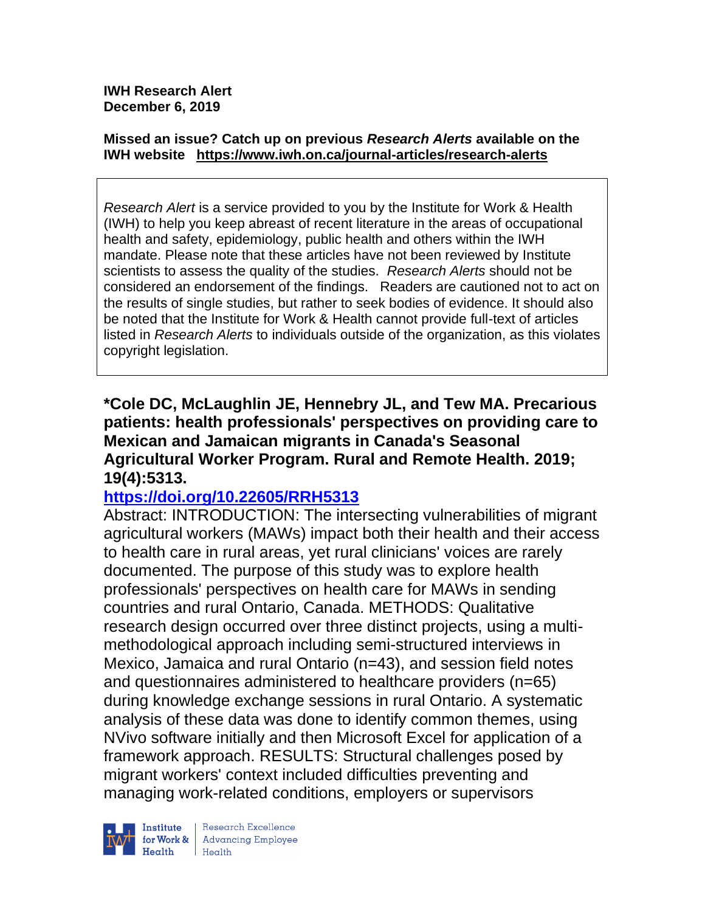**IWH Research Alert**
**December 6, 2019**

**Missed an issue? Catch up on previous *Research Alerts* available on the IWH website https://www.iwh.on.ca/journal-articles/research-alerts**

> *Research Alert* is a service provided to you by the Institute for Work & Health (IWH) to help you keep abreast of recent literature in the areas of occupational health and safety, epidemiology, public health and others within the IWH mandate. Please note that these articles have not been reviewed by Institute scientists to assess the quality of the studies. *Research Alerts* should not be considered an endorsement of the findings. Readers are cautioned not to act on the results of single studies, but rather to seek bodies of evidence. It should also be noted that the Institute for Work & Health cannot provide full-text of articles listed in *Research Alerts* to individuals outside of the organization, as this violates copyright legislation.

**\*Cole DC, McLaughlin JE, Hennebry JL, and Tew MA. Precarious patients: health professionals' perspectives on providing care to Mexican and Jamaican migrants in Canada's Seasonal Agricultural Worker Program. Rural and Remote Health. 2019; 19(4):5313.**

**https://doi.org/10.22605/RRH5313**

Abstract: INTRODUCTION: The intersecting vulnerabilities of migrant agricultural workers (MAWs) impact both their health and their access to health care in rural areas, yet rural clinicians' voices are rarely documented. The purpose of this study was to explore health professionals' perspectives on health care for MAWs in sending countries and rural Ontario, Canada. METHODS: Qualitative research design occurred over three distinct projects, using a multi-methodological approach including semi-structured interviews in Mexico, Jamaica and rural Ontario (n=43), and session field notes and questionnaires administered to healthcare providers (n=65) during knowledge exchange sessions in rural Ontario. A systematic analysis of these data was done to identify common themes, using NVivo software initially and then Microsoft Excel for application of a framework approach. RESULTS: Structural challenges posed by migrant workers' context included difficulties preventing and managing work-related conditions, employers or supervisors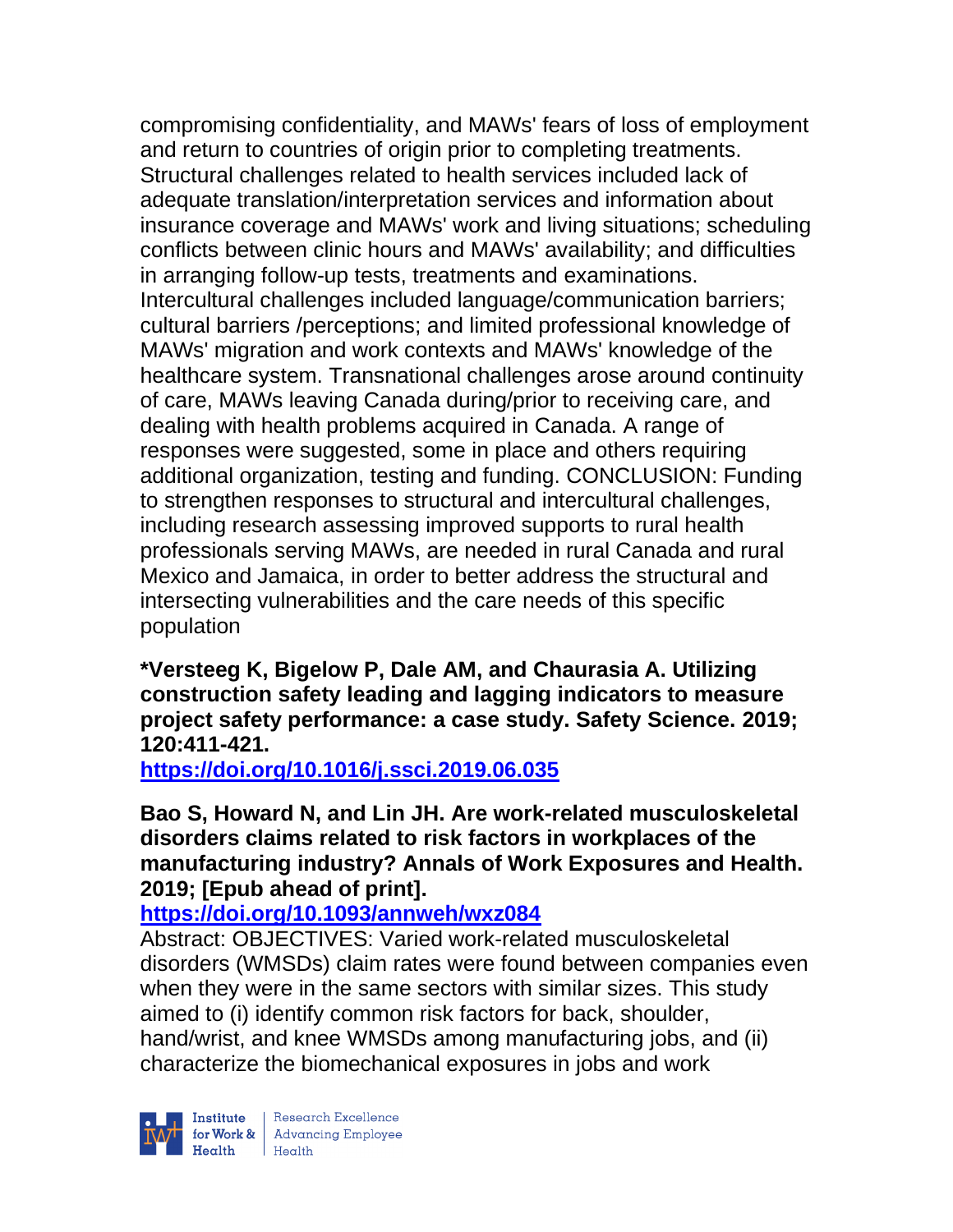compromising confidentiality, and MAWs' fears of loss of employment and return to countries of origin prior to completing treatments. Structural challenges related to health services included lack of adequate translation/interpretation services and information about insurance coverage and MAWs' work and living situations; scheduling conflicts between clinic hours and MAWs' availability; and difficulties in arranging follow-up tests, treatments and examinations. Intercultural challenges included language/communication barriers; cultural barriers /perceptions; and limited professional knowledge of MAWs' migration and work contexts and MAWs' knowledge of the healthcare system. Transnational challenges arose around continuity of care, MAWs leaving Canada during/prior to receiving care, and dealing with health problems acquired in Canada. A range of responses were suggested, some in place and others requiring additional organization, testing and funding. CONCLUSION: Funding to strengthen responses to structural and intercultural challenges, including research assessing improved supports to rural health professionals serving MAWs, are needed in rural Canada and rural Mexico and Jamaica, in order to better address the structural and intersecting vulnerabilities and the care needs of this specific population

**\*Versteeg K, Bigelow P, Dale AM, and Chaurasia A. Utilizing construction safety leading and lagging indicators to measure project safety performance: a case study. Safety Science. 2019; 120:411-421.**

**https://doi.org/10.1016/j.ssci.2019.06.035**

**Bao S, Howard N, and Lin JH. Are work-related musculoskeletal disorders claims related to risk factors in workplaces of the manufacturing industry? Annals of Work Exposures and Health. 2019; [Epub ahead of print].**

**https://doi.org/10.1093/annweh/wxz084**

Abstract: OBJECTIVES: Varied work-related musculoskeletal disorders (WMSDs) claim rates were found between companies even when they were in the same sectors with similar sizes. This study aimed to (i) identify common risk factors for back, shoulder, hand/wrist, and knee WMSDs among manufacturing jobs, and (ii) characterize the biomechanical exposures in jobs and work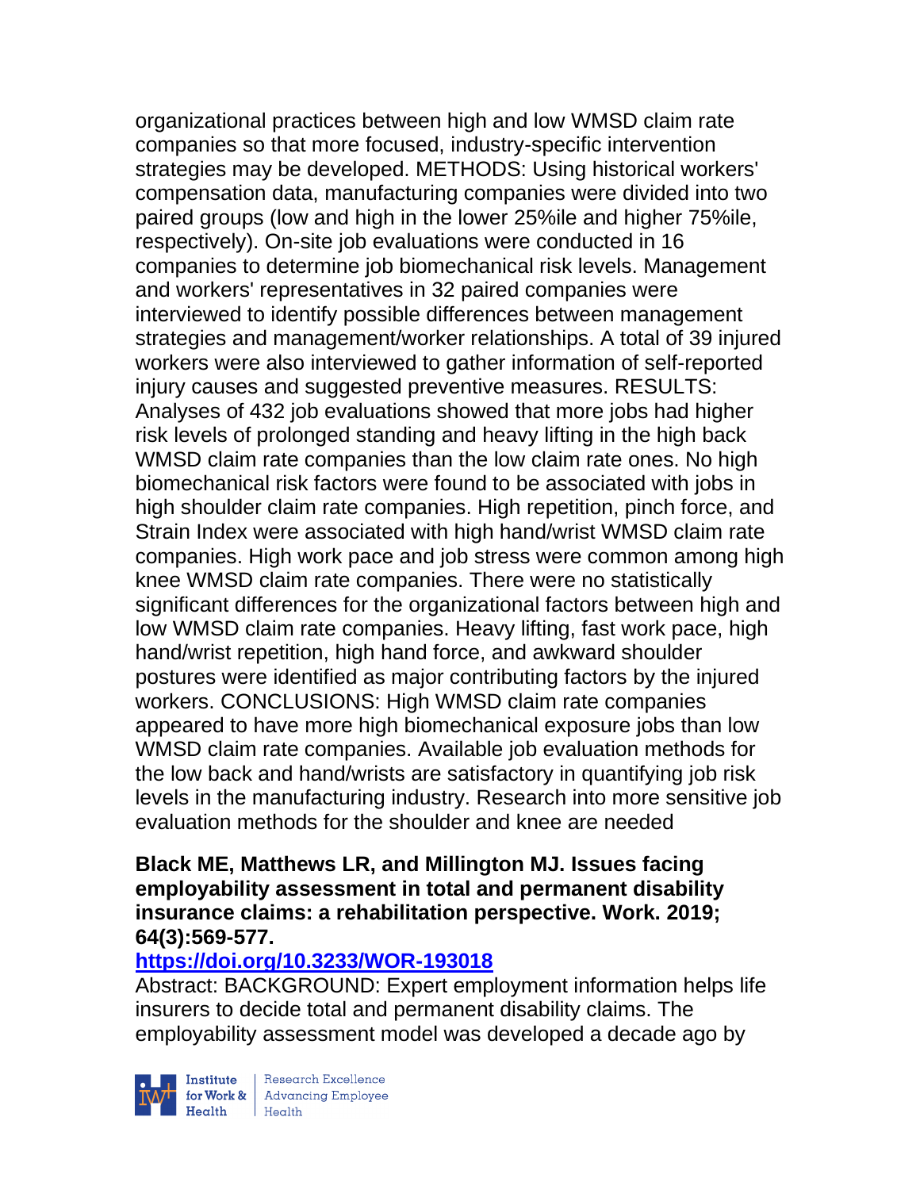organizational practices between high and low WMSD claim rate companies so that more focused, industry-specific intervention strategies may be developed. METHODS: Using historical workers' compensation data, manufacturing companies were divided into two paired groups (low and high in the lower 25%ile and higher 75%ile, respectively). On-site job evaluations were conducted in 16 companies to determine job biomechanical risk levels. Management and workers' representatives in 32 paired companies were interviewed to identify possible differences between management strategies and management/worker relationships. A total of 39 injured workers were also interviewed to gather information of self-reported injury causes and suggested preventive measures. RESULTS: Analyses of 432 job evaluations showed that more jobs had higher risk levels of prolonged standing and heavy lifting in the high back WMSD claim rate companies than the low claim rate ones. No high biomechanical risk factors were found to be associated with jobs in high shoulder claim rate companies. High repetition, pinch force, and Strain Index were associated with high hand/wrist WMSD claim rate companies. High work pace and job stress were common among high knee WMSD claim rate companies. There were no statistically significant differences for the organizational factors between high and low WMSD claim rate companies. Heavy lifting, fast work pace, high hand/wrist repetition, high hand force, and awkward shoulder postures were identified as major contributing factors by the injured workers. CONCLUSIONS: High WMSD claim rate companies appeared to have more high biomechanical exposure jobs than low WMSD claim rate companies. Available job evaluation methods for the low back and hand/wrists are satisfactory in quantifying job risk levels in the manufacturing industry. Research into more sensitive job evaluation methods for the shoulder and knee are needed

**Black ME, Matthews LR, and Millington MJ. Issues facing employability assessment in total and permanent disability insurance claims: a rehabilitation perspective. Work. 2019; 64(3):569-577.**

**https://doi.org/10.3233/WOR-193018**

Abstract: BACKGROUND: Expert employment information helps life insurers to decide total and permanent disability claims. The employability assessment model was developed a decade ago by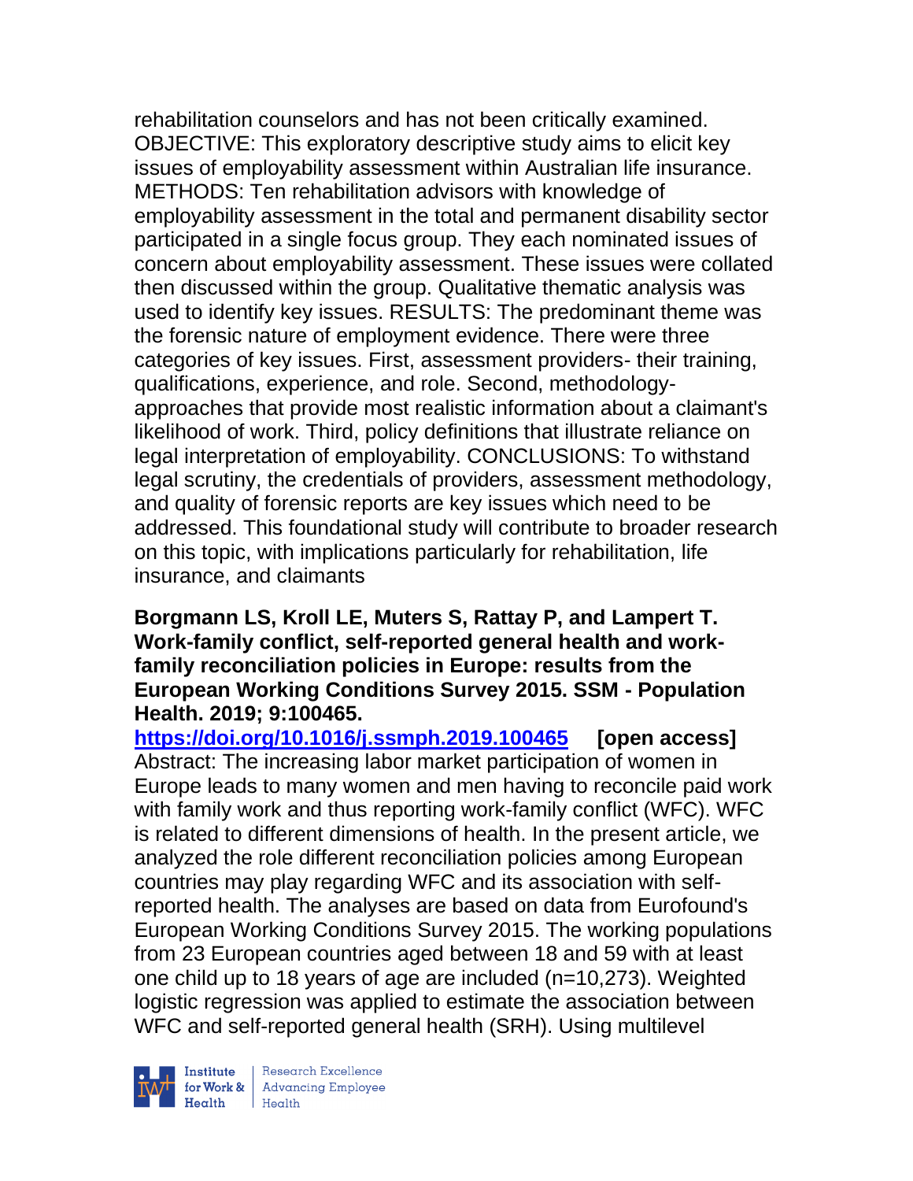rehabilitation counselors and has not been critically examined. OBJECTIVE: This exploratory descriptive study aims to elicit key issues of employability assessment within Australian life insurance. METHODS: Ten rehabilitation advisors with knowledge of employability assessment in the total and permanent disability sector participated in a single focus group. They each nominated issues of concern about employability assessment. These issues were collated then discussed within the group. Qualitative thematic analysis was used to identify key issues. RESULTS: The predominant theme was the forensic nature of employment evidence. There were three categories of key issues. First, assessment providers- their training, qualifications, experience, and role. Second, methodology- approaches that provide most realistic information about a claimant's likelihood of work. Third, policy definitions that illustrate reliance on legal interpretation of employability. CONCLUSIONS: To withstand legal scrutiny, the credentials of providers, assessment methodology, and quality of forensic reports are key issues which need to be addressed. This foundational study will contribute to broader research on this topic, with implications particularly for rehabilitation, life insurance, and claimants

**Borgmann LS, Kroll LE, Muters S, Rattay P, and Lampert T. Work-family conflict, self-reported general health and work-family reconciliation policies in Europe: results from the European Working Conditions Survey 2015. SSM - Population Health. 2019; 9:100465.**

**https://doi.org/10.1016/j.ssmph.2019.100465 [open access]**

Abstract: The increasing labor market participation of women in Europe leads to many women and men having to reconcile paid work with family work and thus reporting work-family conflict (WFC). WFC is related to different dimensions of health. In the present article, we analyzed the role different reconciliation policies among European countries may play regarding WFC and its association with self-reported health. The analyses are based on data from Eurofound's European Working Conditions Survey 2015. The working populations from 23 European countries aged between 18 and 59 with at least one child up to 18 years of age are included (n=10,273). Weighted logistic regression was applied to estimate the association between WFC and self-reported general health (SRH). Using multilevel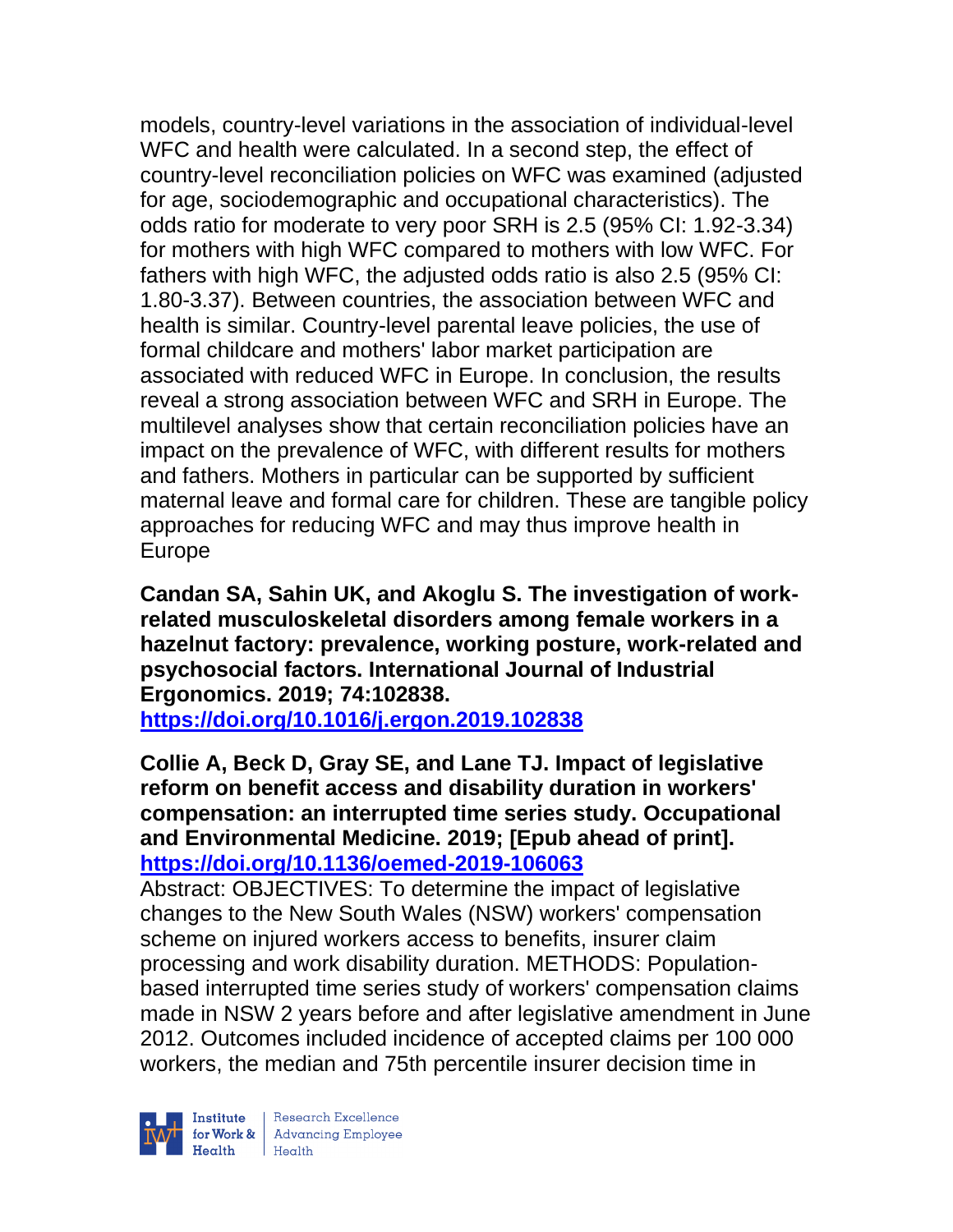models, country-level variations in the association of individual-level WFC and health were calculated. In a second step, the effect of country-level reconciliation policies on WFC was examined (adjusted for age, sociodemographic and occupational characteristics). The odds ratio for moderate to very poor SRH is 2.5 (95% CI: 1.92-3.34) for mothers with high WFC compared to mothers with low WFC. For fathers with high WFC, the adjusted odds ratio is also 2.5 (95% CI: 1.80-3.37). Between countries, the association between WFC and health is similar. Country-level parental leave policies, the use of formal childcare and mothers' labor market participation are associated with reduced WFC in Europe. In conclusion, the results reveal a strong association between WFC and SRH in Europe. The multilevel analyses show that certain reconciliation policies have an impact on the prevalence of WFC, with different results for mothers and fathers. Mothers in particular can be supported by sufficient maternal leave and formal care for children. These are tangible policy approaches for reducing WFC and may thus improve health in Europe

**Candan SA, Sahin UK, and Akoglu S. The investigation of work-related musculoskeletal disorders among female workers in a hazelnut factory: prevalence, working posture, work-related and psychosocial factors. International Journal of Industrial Ergonomics. 2019; 74:102838. https://doi.org/10.1016/j.ergon.2019.102838**

**Collie A, Beck D, Gray SE, and Lane TJ. Impact of legislative reform on benefit access and disability duration in workers' compensation: an interrupted time series study. Occupational and Environmental Medicine. 2019; [Epub ahead of print]. https://doi.org/10.1136/oemed-2019-106063**

Abstract: OBJECTIVES: To determine the impact of legislative changes to the New South Wales (NSW) workers' compensation scheme on injured workers access to benefits, insurer claim processing and work disability duration. METHODS: Population-based interrupted time series study of workers' compensation claims made in NSW 2 years before and after legislative amendment in June 2012. Outcomes included incidence of accepted claims per 100 000 workers, the median and 75th percentile insurer decision time in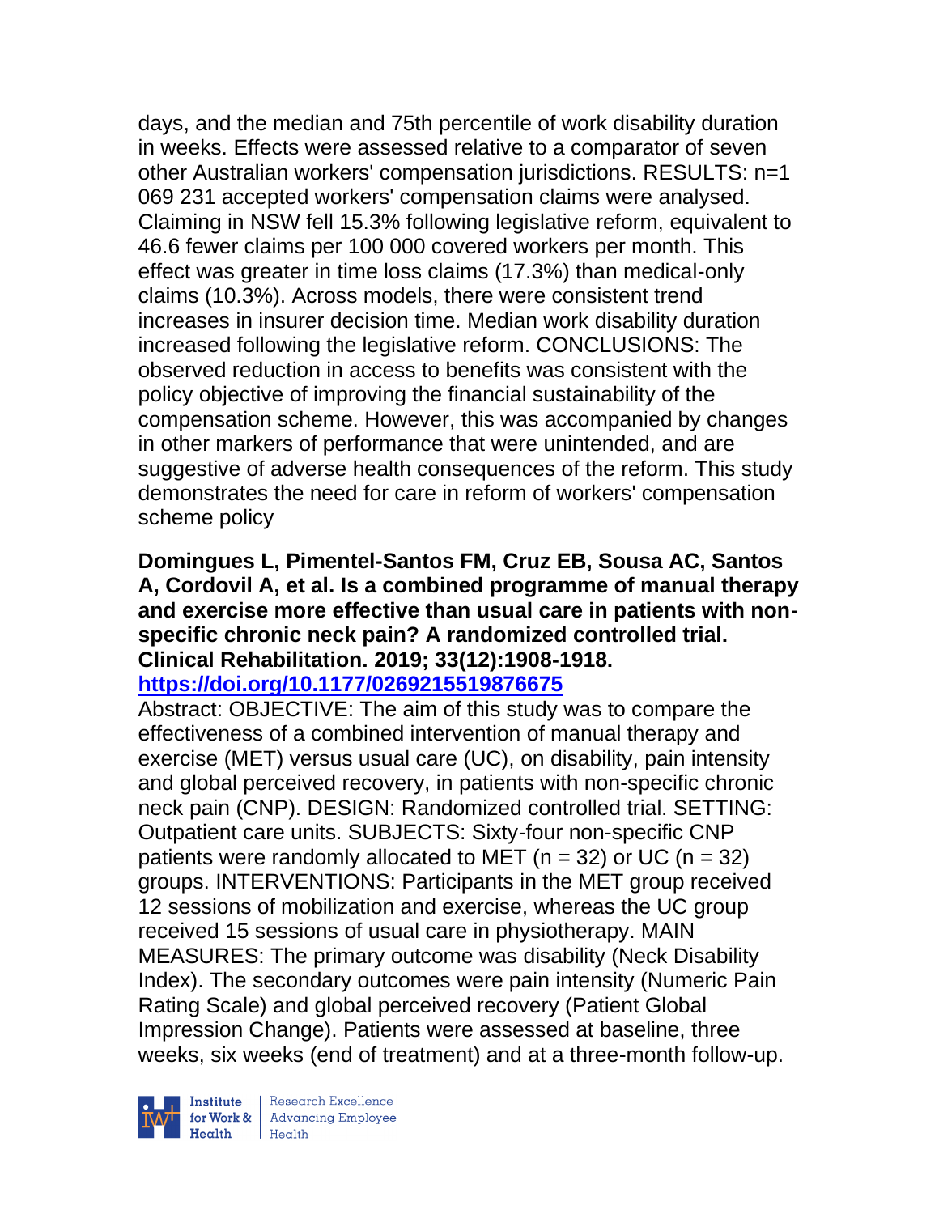days, and the median and 75th percentile of work disability duration in weeks. Effects were assessed relative to a comparator of seven other Australian workers' compensation jurisdictions. RESULTS: n=1 069 231 accepted workers' compensation claims were analysed. Claiming in NSW fell 15.3% following legislative reform, equivalent to 46.6 fewer claims per 100 000 covered workers per month. This effect was greater in time loss claims (17.3%) than medical-only claims (10.3%). Across models, there were consistent trend increases in insurer decision time. Median work disability duration increased following the legislative reform. CONCLUSIONS: The observed reduction in access to benefits was consistent with the policy objective of improving the financial sustainability of the compensation scheme. However, this was accompanied by changes in other markers of performance that were unintended, and are suggestive of adverse health consequences of the reform. This study demonstrates the need for care in reform of workers' compensation scheme policy

**Domingues L, Pimentel-Santos FM, Cruz EB, Sousa AC, Santos A, Cordovil A, et al. Is a combined programme of manual therapy and exercise more effective than usual care in patients with non-specific chronic neck pain? A randomized controlled trial. Clinical Rehabilitation. 2019; 33(12):1908-1918.**
**https://doi.org/10.1177/0269215519876675**

Abstract: OBJECTIVE: The aim of this study was to compare the effectiveness of a combined intervention of manual therapy and exercise (MET) versus usual care (UC), on disability, pain intensity and global perceived recovery, in patients with non-specific chronic neck pain (CNP). DESIGN: Randomized controlled trial. SETTING: Outpatient care units. SUBJECTS: Sixty-four non-specific CNP patients were randomly allocated to MET (n = 32) or UC (n = 32) groups. INTERVENTIONS: Participants in the MET group received 12 sessions of mobilization and exercise, whereas the UC group received 15 sessions of usual care in physiotherapy. MAIN MEASURES: The primary outcome was disability (Neck Disability Index). The secondary outcomes were pain intensity (Numeric Pain Rating Scale) and global perceived recovery (Patient Global Impression Change). Patients were assessed at baseline, three weeks, six weeks (end of treatment) and at a three-month follow-up.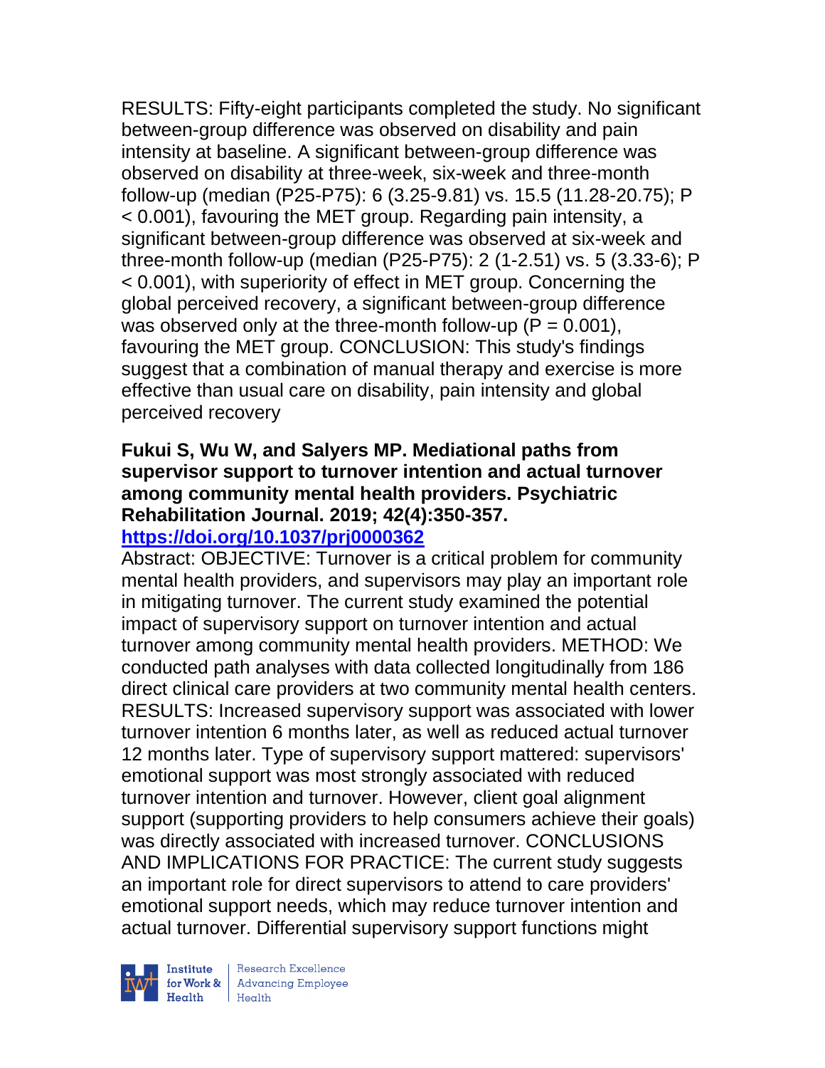RESULTS: Fifty-eight participants completed the study. No significant between-group difference was observed on disability and pain intensity at baseline. A significant between-group difference was observed on disability at three-week, six-week and three-month follow-up (median (P25-P75): 6 (3.25-9.81) vs. 15.5 (11.28-20.75); P < 0.001), favouring the MET group. Regarding pain intensity, a significant between-group difference was observed at six-week and three-month follow-up (median (P25-P75): 2 (1-2.51) vs. 5 (3.33-6); P < 0.001), with superiority of effect in MET group. Concerning the global perceived recovery, a significant between-group difference was observed only at the three-month follow-up (P = 0.001), favouring the MET group. CONCLUSION: This study's findings suggest that a combination of manual therapy and exercise is more effective than usual care on disability, pain intensity and global perceived recovery

**Fukui S, Wu W, and Salyers MP. Mediational paths from supervisor support to turnover intention and actual turnover among community mental health providers. Psychiatric Rehabilitation Journal. 2019; 42(4):350-357.**
**https://doi.org/10.1037/prj0000362**

Abstract: OBJECTIVE: Turnover is a critical problem for community mental health providers, and supervisors may play an important role in mitigating turnover. The current study examined the potential impact of supervisory support on turnover intention and actual turnover among community mental health providers. METHOD: We conducted path analyses with data collected longitudinally from 186 direct clinical care providers at two community mental health centers. RESULTS: Increased supervisory support was associated with lower turnover intention 6 months later, as well as reduced actual turnover 12 months later. Type of supervisory support mattered: supervisors' emotional support was most strongly associated with reduced turnover intention and turnover. However, client goal alignment support (supporting providers to help consumers achieve their goals) was directly associated with increased turnover. CONCLUSIONS AND IMPLICATIONS FOR PRACTICE: The current study suggests an important role for direct supervisors to attend to care providers' emotional support needs, which may reduce turnover intention and actual turnover. Differential supervisory support functions might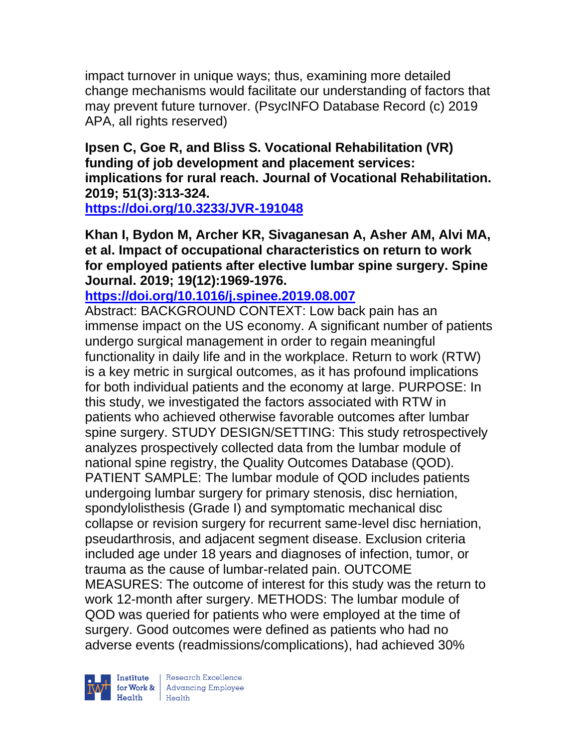impact turnover in unique ways; thus, examining more detailed change mechanisms would facilitate our understanding of factors that may prevent future turnover. (PsycINFO Database Record (c) 2019 APA, all rights reserved)

**Ipsen C, Goe R, and Bliss S. Vocational Rehabilitation (VR) funding of job development and placement services: implications for rural reach. Journal of Vocational Rehabilitation. 2019; 51(3):313-324.**
**https://doi.org/10.3233/JVR-191048**

**Khan I, Bydon M, Archer KR, Sivaganesan A, Asher AM, Alvi MA, et al. Impact of occupational characteristics on return to work for employed patients after elective lumbar spine surgery. Spine Journal. 2019; 19(12):1969-1976.**
**https://doi.org/10.1016/j.spinee.2019.08.007**
Abstract: BACKGROUND CONTEXT: Low back pain has an immense impact on the US economy. A significant number of patients undergo surgical management in order to regain meaningful functionality in daily life and in the workplace. Return to work (RTW) is a key metric in surgical outcomes, as it has profound implications for both individual patients and the economy at large. PURPOSE: In this study, we investigated the factors associated with RTW in patients who achieved otherwise favorable outcomes after lumbar spine surgery. STUDY DESIGN/SETTING: This study retrospectively analyzes prospectively collected data from the lumbar module of national spine registry, the Quality Outcomes Database (QOD). PATIENT SAMPLE: The lumbar module of QOD includes patients undergoing lumbar surgery for primary stenosis, disc herniation, spondylolisthesis (Grade I) and symptomatic mechanical disc collapse or revision surgery for recurrent same-level disc herniation, pseudarthrosis, and adjacent segment disease. Exclusion criteria included age under 18 years and diagnoses of infection, tumor, or trauma as the cause of lumbar-related pain. OUTCOME MEASURES: The outcome of interest for this study was the return to work 12-month after surgery. METHODS: The lumbar module of QOD was queried for patients who were employed at the time of surgery. Good outcomes were defined as patients who had no adverse events (readmissions/complications), had achieved 30%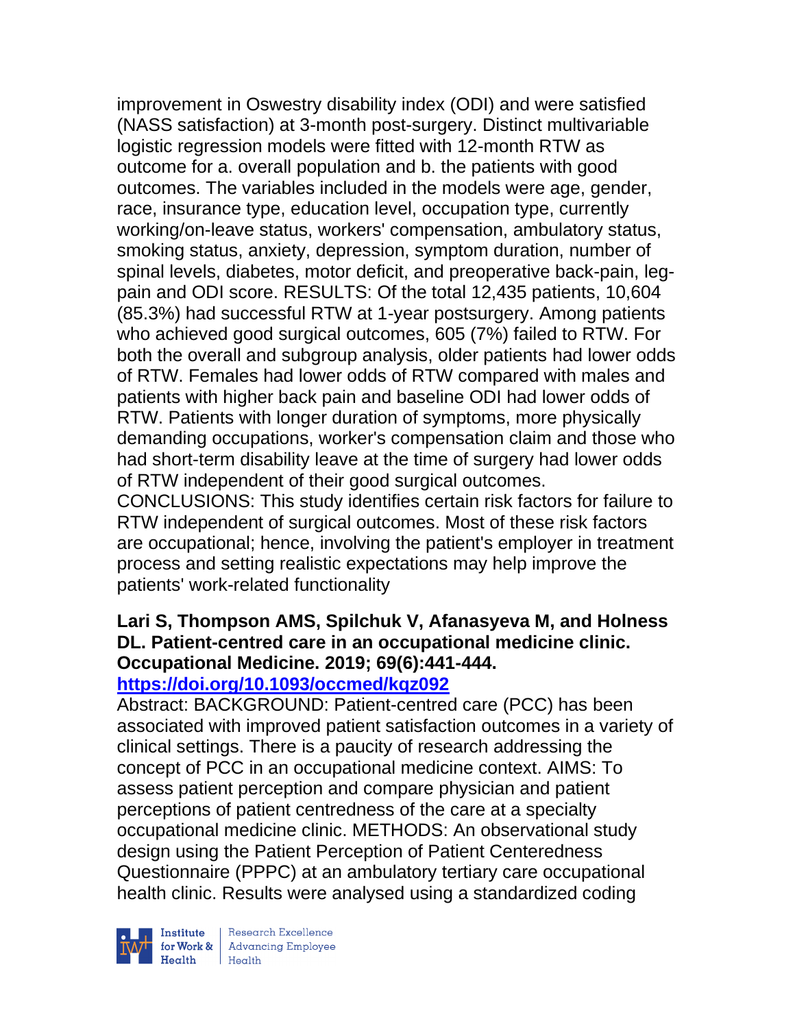improvement in Oswestry disability index (ODI) and were satisfied (NASS satisfaction) at 3-month post-surgery. Distinct multivariable logistic regression models were fitted with 12-month RTW as outcome for a. overall population and b. the patients with good outcomes. The variables included in the models were age, gender, race, insurance type, education level, occupation type, currently working/on-leave status, workers' compensation, ambulatory status, smoking status, anxiety, depression, symptom duration, number of spinal levels, diabetes, motor deficit, and preoperative back-pain, leg-pain and ODI score. RESULTS: Of the total 12,435 patients, 10,604 (85.3%) had successful RTW at 1-year postsurgery. Among patients who achieved good surgical outcomes, 605 (7%) failed to RTW. For both the overall and subgroup analysis, older patients had lower odds of RTW. Females had lower odds of RTW compared with males and patients with higher back pain and baseline ODI had lower odds of RTW. Patients with longer duration of symptoms, more physically demanding occupations, worker's compensation claim and those who had short-term disability leave at the time of surgery had lower odds of RTW independent of their good surgical outcomes. CONCLUSIONS: This study identifies certain risk factors for failure to RTW independent of surgical outcomes. Most of these risk factors are occupational; hence, involving the patient's employer in treatment process and setting realistic expectations may help improve the patients' work-related functionality

**Lari S, Thompson AMS, Spilchuk V, Afanasyeva M, and Holness DL. Patient-centred care in an occupational medicine clinic. Occupational Medicine. 2019; 69(6):441-444.**
**https://doi.org/10.1093/occmed/kqz092**

Abstract: BACKGROUND: Patient-centred care (PCC) has been associated with improved patient satisfaction outcomes in a variety of clinical settings. There is a paucity of research addressing the concept of PCC in an occupational medicine context. AIMS: To assess patient perception and compare physician and patient perceptions of patient centredness of the care at a specialty occupational medicine clinic. METHODS: An observational study design using the Patient Perception of Patient Centeredness Questionnaire (PPPC) at an ambulatory tertiary care occupational health clinic. Results were analysed using a standardized coding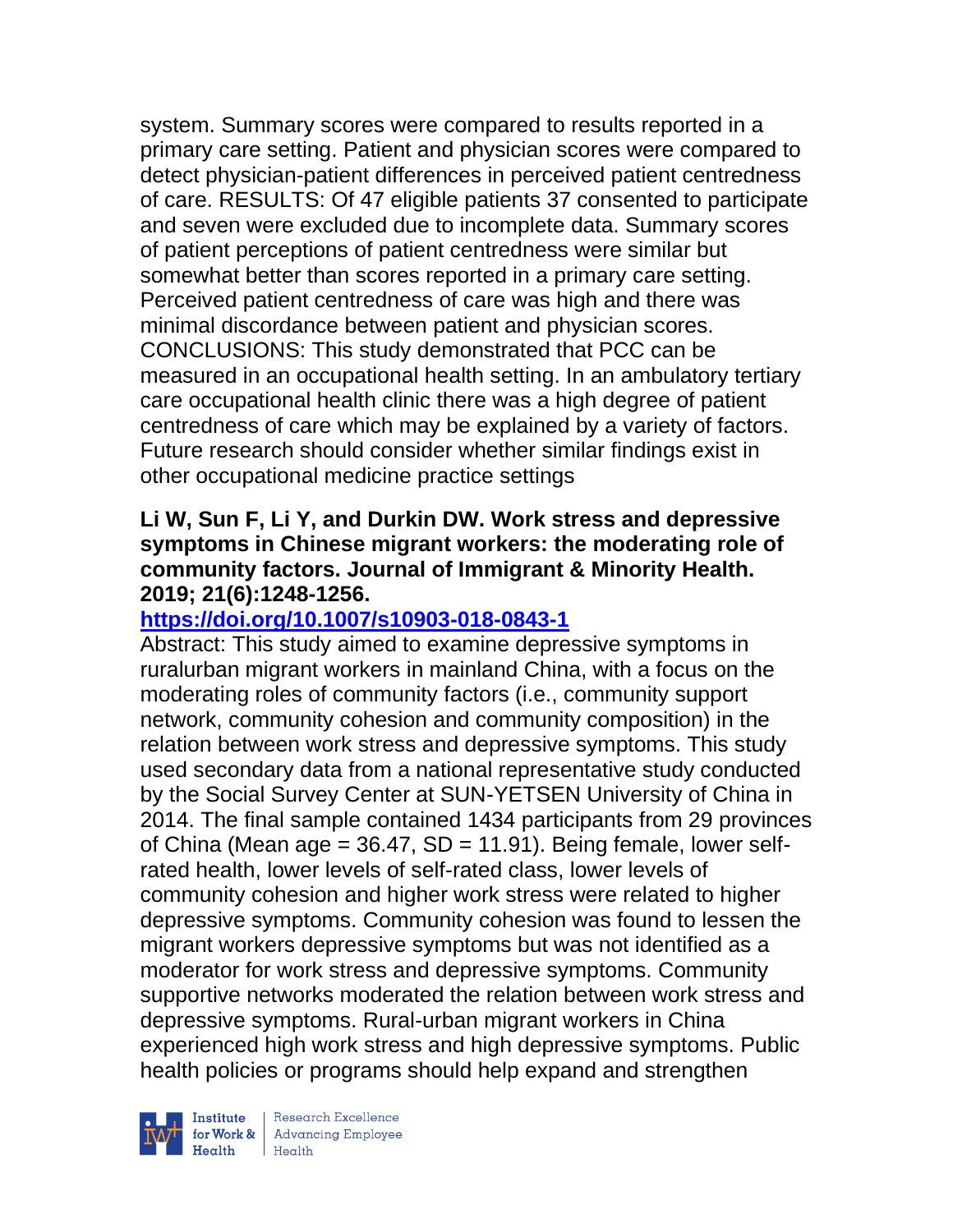system. Summary scores were compared to results reported in a primary care setting. Patient and physician scores were compared to detect physician-patient differences in perceived patient centredness of care. RESULTS: Of 47 eligible patients 37 consented to participate and seven were excluded due to incomplete data. Summary scores of patient perceptions of patient centredness were similar but somewhat better than scores reported in a primary care setting. Perceived patient centredness of care was high and there was minimal discordance between patient and physician scores. CONCLUSIONS: This study demonstrated that PCC can be measured in an occupational health setting. In an ambulatory tertiary care occupational health clinic there was a high degree of patient centredness of care which may be explained by a variety of factors. Future research should consider whether similar findings exist in other occupational medicine practice settings

**Li W, Sun F, Li Y, and Durkin DW. Work stress and depressive symptoms in Chinese migrant workers: the moderating role of community factors. Journal of Immigrant & Minority Health. 2019; 21(6):1248-1256.**

**https://doi.org/10.1007/s10903-018-0843-1**

Abstract: This study aimed to examine depressive symptoms in ruralurban migrant workers in mainland China, with a focus on the moderating roles of community factors (i.e., community support network, community cohesion and community composition) in the relation between work stress and depressive symptoms. This study used secondary data from a national representative study conducted by the Social Survey Center at SUN-YETSEN University of China in 2014. The final sample contained 1434 participants from 29 provinces of China (Mean age = 36.47, SD = 11.91). Being female, lower self-rated health, lower levels of self-rated class, lower levels of community cohesion and higher work stress were related to higher depressive symptoms. Community cohesion was found to lessen the migrant workers depressive symptoms but was not identified as a moderator for work stress and depressive symptoms. Community supportive networks moderated the relation between work stress and depressive symptoms. Rural-urban migrant workers in China experienced high work stress and high depressive symptoms. Public health policies or programs should help expand and strengthen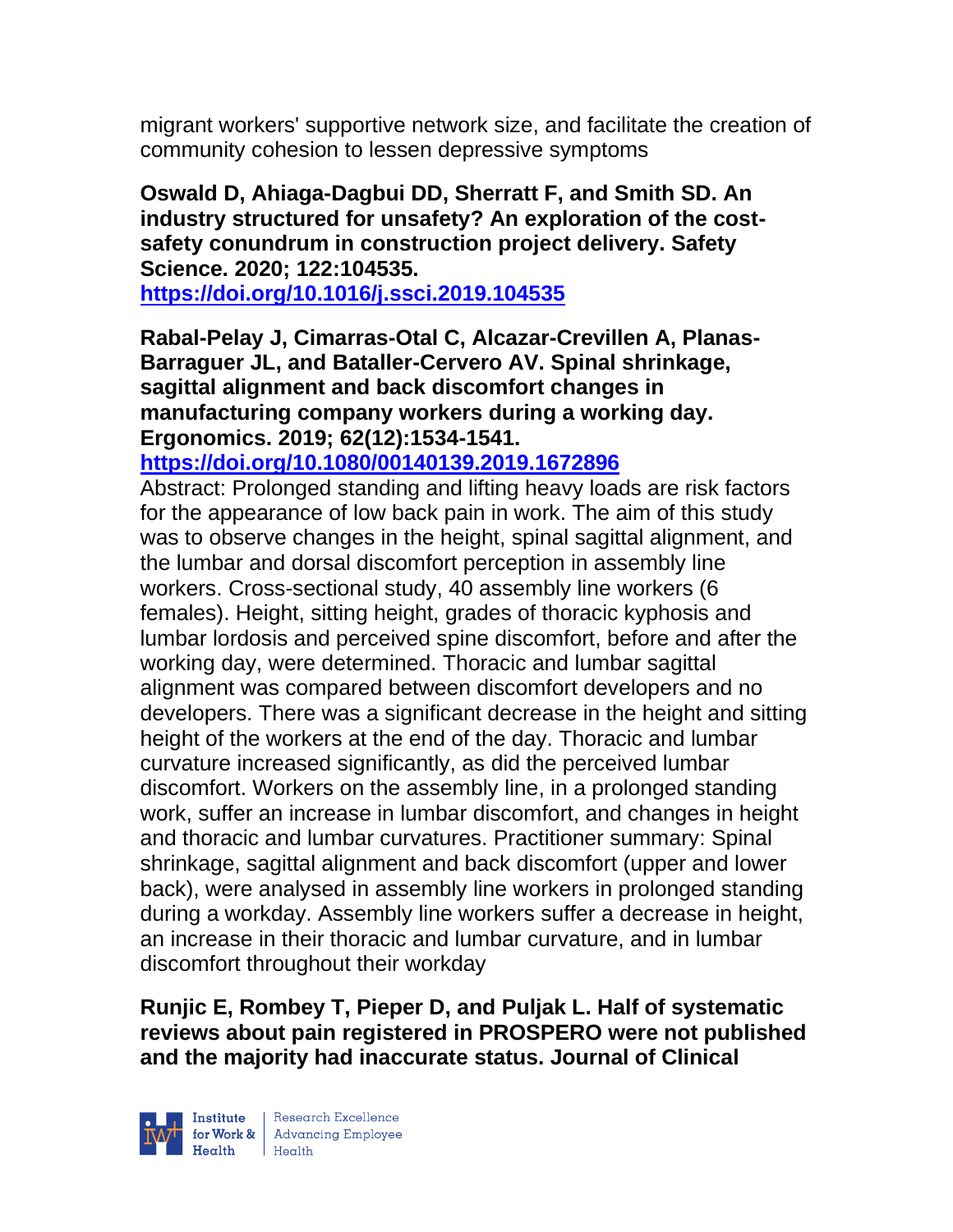migrant workers' supportive network size, and facilitate the creation of community cohesion to lessen depressive symptoms

**Oswald D, Ahiaga-Dagbui DD, Sherratt F, and Smith SD. An industry structured for unsafety? An exploration of the cost-safety conundrum in construction project delivery. Safety Science. 2020; 122:104535.**
**https://doi.org/10.1016/j.ssci.2019.104535**

**Rabal-Pelay J, Cimarras-Otal C, Alcazar-Crevillen A, Planas-Barraguer JL, and Bataller-Cervero AV. Spinal shrinkage, sagittal alignment and back discomfort changes in manufacturing company workers during a working day. Ergonomics. 2019; 62(12):1534-1541.**
**https://doi.org/10.1080/00140139.2019.1672896**
Abstract: Prolonged standing and lifting heavy loads are risk factors for the appearance of low back pain in work. The aim of this study was to observe changes in the height, spinal sagittal alignment, and the lumbar and dorsal discomfort perception in assembly line workers. Cross-sectional study, 40 assembly line workers (6 females). Height, sitting height, grades of thoracic kyphosis and lumbar lordosis and perceived spine discomfort, before and after the working day, were determined. Thoracic and lumbar sagittal alignment was compared between discomfort developers and no developers. There was a significant decrease in the height and sitting height of the workers at the end of the day. Thoracic and lumbar curvature increased significantly, as did the perceived lumbar discomfort. Workers on the assembly line, in a prolonged standing work, suffer an increase in lumbar discomfort, and changes in height and thoracic and lumbar curvatures. Practitioner summary: Spinal shrinkage, sagittal alignment and back discomfort (upper and lower back), were analysed in assembly line workers in prolonged standing during a workday. Assembly line workers suffer a decrease in height, an increase in their thoracic and lumbar curvature, and in lumbar discomfort throughout their workday

**Runjic E, Rombey T, Pieper D, and Puljak L. Half of systematic reviews about pain registered in PROSPERO were not published and the majority had inaccurate status. Journal of Clinical**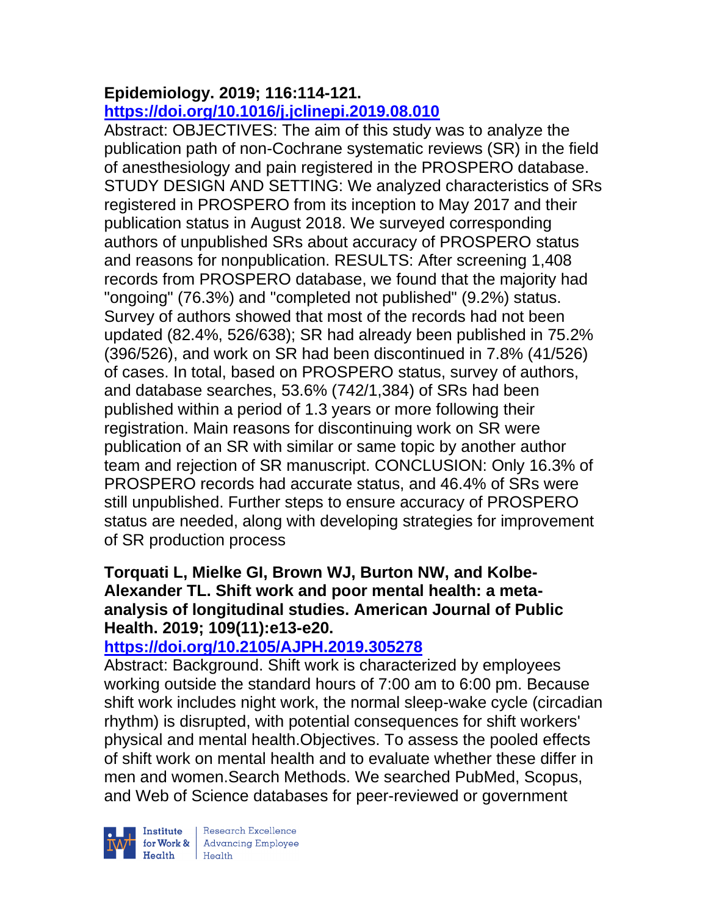**Epidemiology. 2019; 116:114-121.**
**https://doi.org/10.1016/j.jclinepi.2019.08.010**

Abstract: OBJECTIVES: The aim of this study was to analyze the publication path of non-Cochrane systematic reviews (SR) in the field of anesthesiology and pain registered in the PROSPERO database. STUDY DESIGN AND SETTING: We analyzed characteristics of SRs registered in PROSPERO from its inception to May 2017 and their publication status in August 2018. We surveyed corresponding authors of unpublished SRs about accuracy of PROSPERO status and reasons for nonpublication. RESULTS: After screening 1,408 records from PROSPERO database, we found that the majority had "ongoing" (76.3%) and "completed not published" (9.2%) status. Survey of authors showed that most of the records had not been updated (82.4%, 526/638); SR had already been published in 75.2% (396/526), and work on SR had been discontinued in 7.8% (41/526) of cases. In total, based on PROSPERO status, survey of authors, and database searches, 53.6% (742/1,384) of SRs had been published within a period of 1.3 years or more following their registration. Main reasons for discontinuing work on SR were publication of an SR with similar or same topic by another author team and rejection of SR manuscript. CONCLUSION: Only 16.3% of PROSPERO records had accurate status, and 46.4% of SRs were still unpublished. Further steps to ensure accuracy of PROSPERO status are needed, along with developing strategies for improvement of SR production process

**Torquati L, Mielke GI, Brown WJ, Burton NW, and Kolbe-Alexander TL. Shift work and poor mental health: a meta-analysis of longitudinal studies. American Journal of Public Health. 2019; 109(11):e13-e20.**
**https://doi.org/10.2105/AJPH.2019.305278**

Abstract: Background. Shift work is characterized by employees working outside the standard hours of 7:00 am to 6:00 pm. Because shift work includes night work, the normal sleep-wake cycle (circadian rhythm) is disrupted, with potential consequences for shift workers' physical and mental health.Objectives. To assess the pooled effects of shift work on mental health and to evaluate whether these differ in men and women.Search Methods. We searched PubMed, Scopus, and Web of Science databases for peer-reviewed or government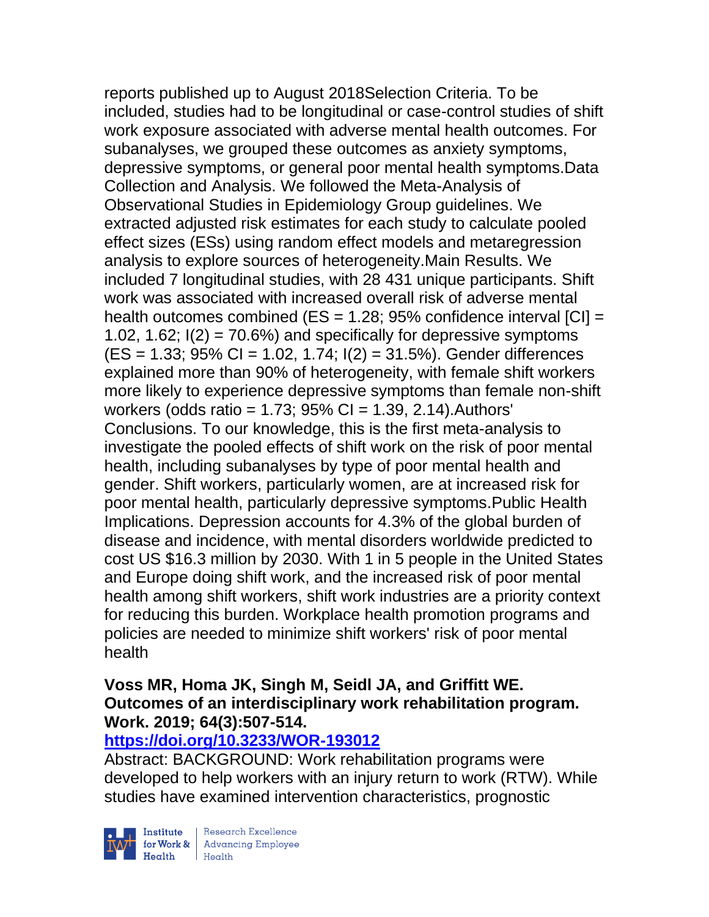reports published up to August 2018Selection Criteria. To be included, studies had to be longitudinal or case-control studies of shift work exposure associated with adverse mental health outcomes. For subanalyses, we grouped these outcomes as anxiety symptoms, depressive symptoms, or general poor mental health symptoms.Data Collection and Analysis. We followed the Meta-Analysis of Observational Studies in Epidemiology Group guidelines. We extracted adjusted risk estimates for each study to calculate pooled effect sizes (ESs) using random effect models and metaregression analysis to explore sources of heterogeneity.Main Results. We included 7 longitudinal studies, with 28 431 unique participants. Shift work was associated with increased overall risk of adverse mental health outcomes combined (ES = 1.28; 95% confidence interval [CI] = 1.02, 1.62; I(2) = 70.6%) and specifically for depressive symptoms (ES = 1.33; 95% CI = 1.02, 1.74; I(2) = 31.5%). Gender differences explained more than 90% of heterogeneity, with female shift workers more likely to experience depressive symptoms than female non-shift workers (odds ratio = 1.73; 95% CI = 1.39, 2.14).Authors' Conclusions. To our knowledge, this is the first meta-analysis to investigate the pooled effects of shift work on the risk of poor mental health, including subanalyses by type of poor mental health and gender. Shift workers, particularly women, are at increased risk for poor mental health, particularly depressive symptoms.Public Health Implications. Depression accounts for 4.3% of the global burden of disease and incidence, with mental disorders worldwide predicted to cost US $16.3 million by 2030. With 1 in 5 people in the United States and Europe doing shift work, and the increased risk of poor mental health among shift workers, shift work industries are a priority context for reducing this burden. Workplace health promotion programs and policies are needed to minimize shift workers' risk of poor mental health

**Voss MR, Homa JK, Singh M, Seidl JA, and Griffitt WE. Outcomes of an interdisciplinary work rehabilitation program. Work. 2019; 64(3):507-514.**

**https://doi.org/10.3233/WOR-193012**

Abstract: BACKGROUND: Work rehabilitation programs were developed to help workers with an injury return to work (RTW). While studies have examined intervention characteristics, prognostic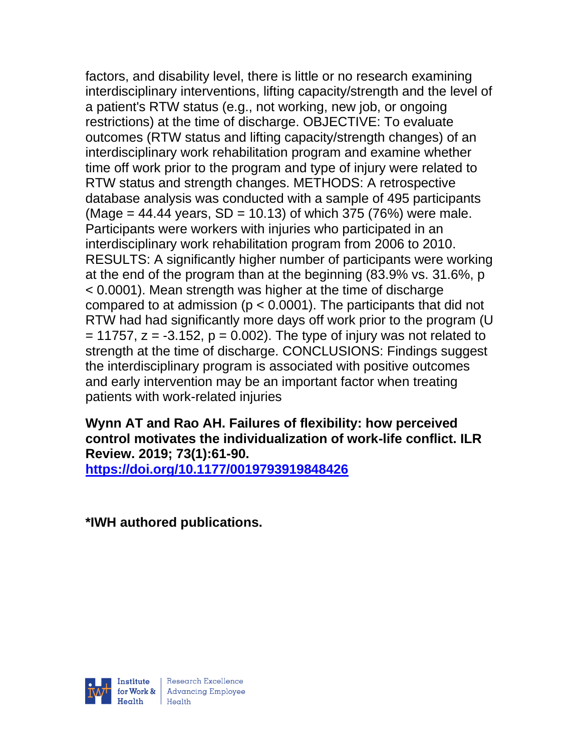factors, and disability level, there is little or no research examining interdisciplinary interventions, lifting capacity/strength and the level of a patient's RTW status (e.g., not working, new job, or ongoing restrictions) at the time of discharge. OBJECTIVE: To evaluate outcomes (RTW status and lifting capacity/strength changes) of an interdisciplinary work rehabilitation program and examine whether time off work prior to the program and type of injury were related to RTW status and strength changes. METHODS: A retrospective database analysis was conducted with a sample of 495 participants (Mage = 44.44 years, SD = 10.13) of which 375 (76%) were male. Participants were workers with injuries who participated in an interdisciplinary work rehabilitation program from 2006 to 2010. RESULTS: A significantly higher number of participants were working at the end of the program than at the beginning (83.9% vs. 31.6%, $p < 0.0001$). Mean strength was higher at the time of discharge compared to at admission ($p < 0.0001$). The participants that did not RTW had had significantly more days off work prior to the program ($U = 11757$, $z = -3.152$, $p = 0.002$). The type of injury was not related to strength at the time of discharge. CONCLUSIONS: Findings suggest the interdisciplinary program is associated with positive outcomes and early intervention may be an important factor when treating patients with work-related injuries

**Wynn AT and Rao AH. Failures of flexibility: how perceived control motivates the individualization of work-life conflict. ILR Review. 2019; 73(1):61-90.**
**https://doi.org/10.1177/0019793919848426**

**\*IWH authored publications.**